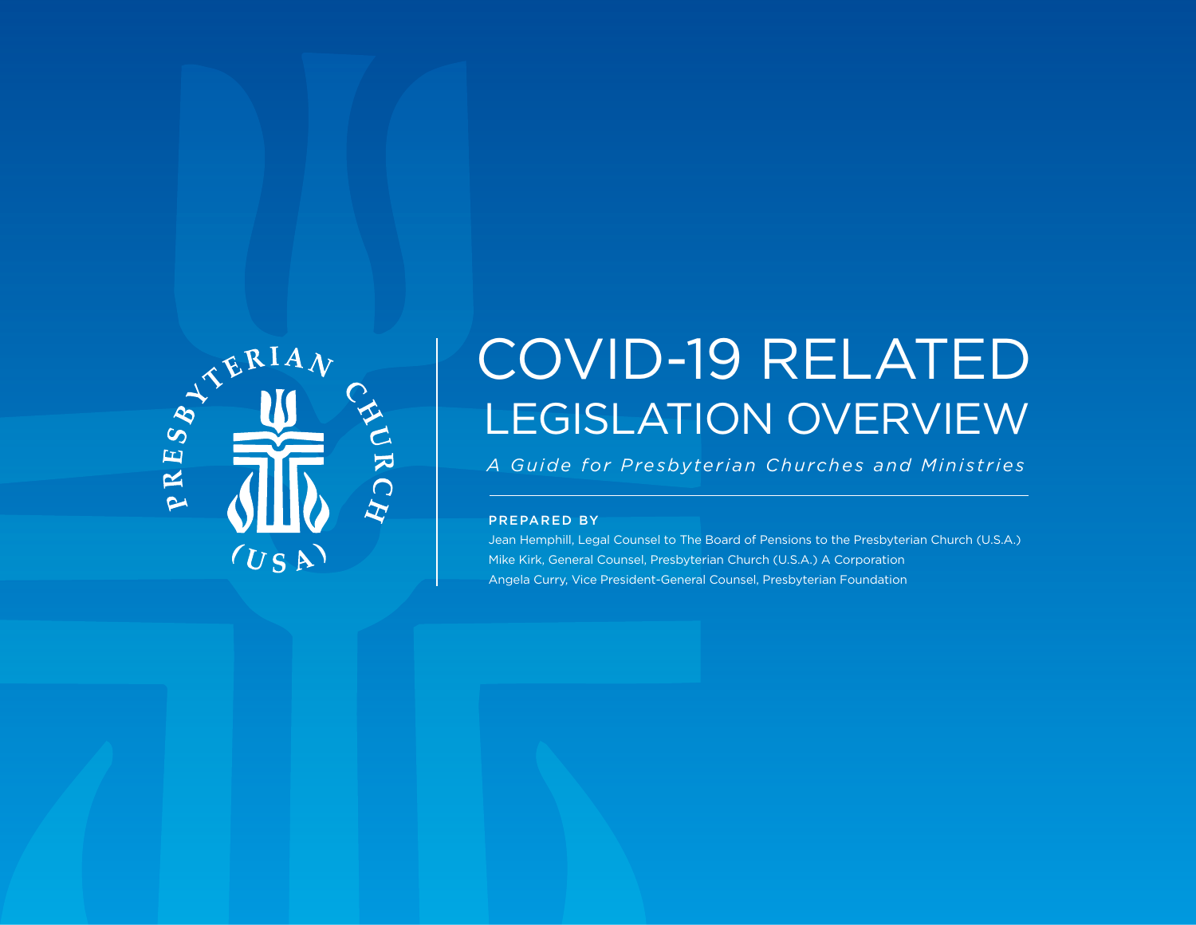# COVID-19 RELATED LEGISLATION OVERVIEW

*A Guide for Presbyterian Churches and Ministries*

**PREPARED BY**

Jean Hemphill, Legal Counsel to The Board of Pensions to the Presbyterian Church (U.S.A.)
Mike Kirk, General Counsel, Presbyterian Church (U.S.A.) A Corporation
Angela Curry, Vice President-General Counsel, Presbyterian Foundation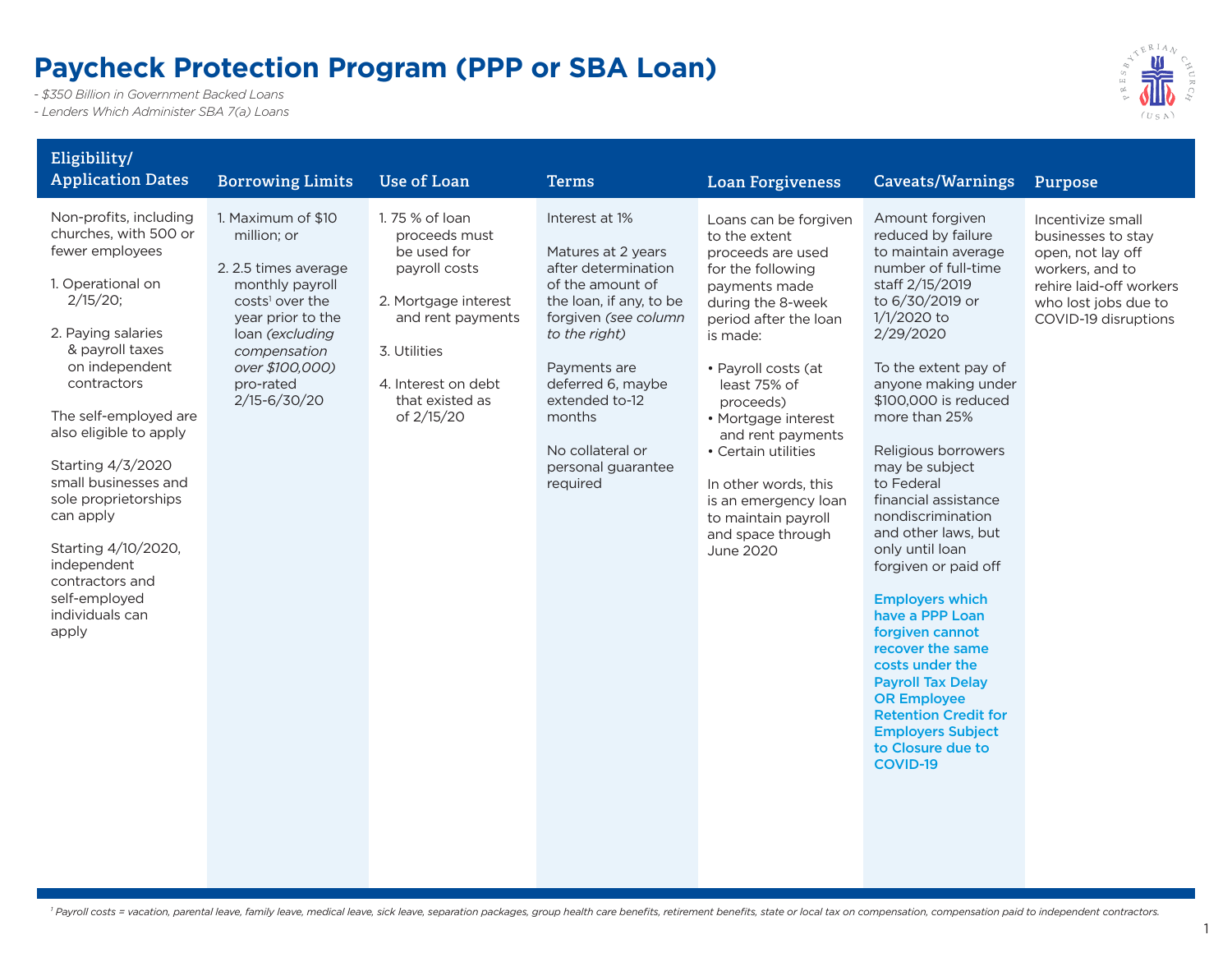# Paycheck Protection Program (PPP or SBA Loan)

*- $350 Billion in Government Backed Loans*
*- Lenders Which Administer SBA 7(a) Loans*

| Eligibility/ Application Dates | Borrowing Limits | Use of Loan | Terms | Loan Forgiveness | Caveats/Warnings | Purpose |
|---|---|---|---|---|---|---|
| Non-profits, including churches, with 500 or fewer employees<br><br>1. Operational on 2/15/20;<br><br>2. Paying salaries & payroll taxes on independent contractors<br><br>The self-employed are also eligible to apply<br><br>Starting 4/3/2020 small businesses and sole proprietorships can apply<br><br>Starting 4/10/2020, independent contractors and self-employed individuals can apply | 1. Maximum of $10 million; or<br><br>2. 2.5 times average monthly payroll costs[1] over the year prior to the loan *(excluding compensation over $100,000)* pro-rated 2/15-6/30/20 | 1. 75 % of loan proceeds must be used for payroll costs<br><br>2. Mortgage interest and rent payments<br><br>3. Utilities<br><br>4. Interest on debt that existed as of 2/15/20 | Interest at 1%<br><br>Matures at 2 years after determination of the amount of the loan, if any, to be forgiven *(see column to the right)*<br><br>Payments are deferred 6, maybe extended to-12 months<br><br>No collateral or personal guarantee required | Loans can be forgiven to the extent proceeds are used for the following payments made during the 8-week period after the loan is made:<br><br>• Payroll costs (at least 75% of proceeds)<br>• Mortgage interest and rent payments<br>• Certain utilities<br><br>In other words, this is an emergency loan to maintain payroll and space through June 2020 | Amount forgiven reduced by failure to maintain average number of full-time staff 2/15/2019 to 6/30/2019 or 1/1/2020 to 2/29/2020<br><br>To the extent pay of anyone making under $100,000 is reduced more than 25%<br><br>Religious borrowers may be subject to Federal financial assistance nondiscrimination and other laws, but only until loan forgiven or paid off<br><br>**Employers which have a PPP Loan forgiven cannot recover the same costs under the Payroll Tax Delay OR Employee Retention Credit for Employers Subject to Closure due to COVID-19** | Incentivize small businesses to stay open, not lay off workers, and to rehire laid-off workers who lost jobs due to COVID-19 disruptions |

*[1] Payroll costs = vacation, parental leave, family leave, medical leave, sick leave, separation packages, group health care benefits, retirement benefits, state or local tax on compensation, compensation paid to independent contractors.*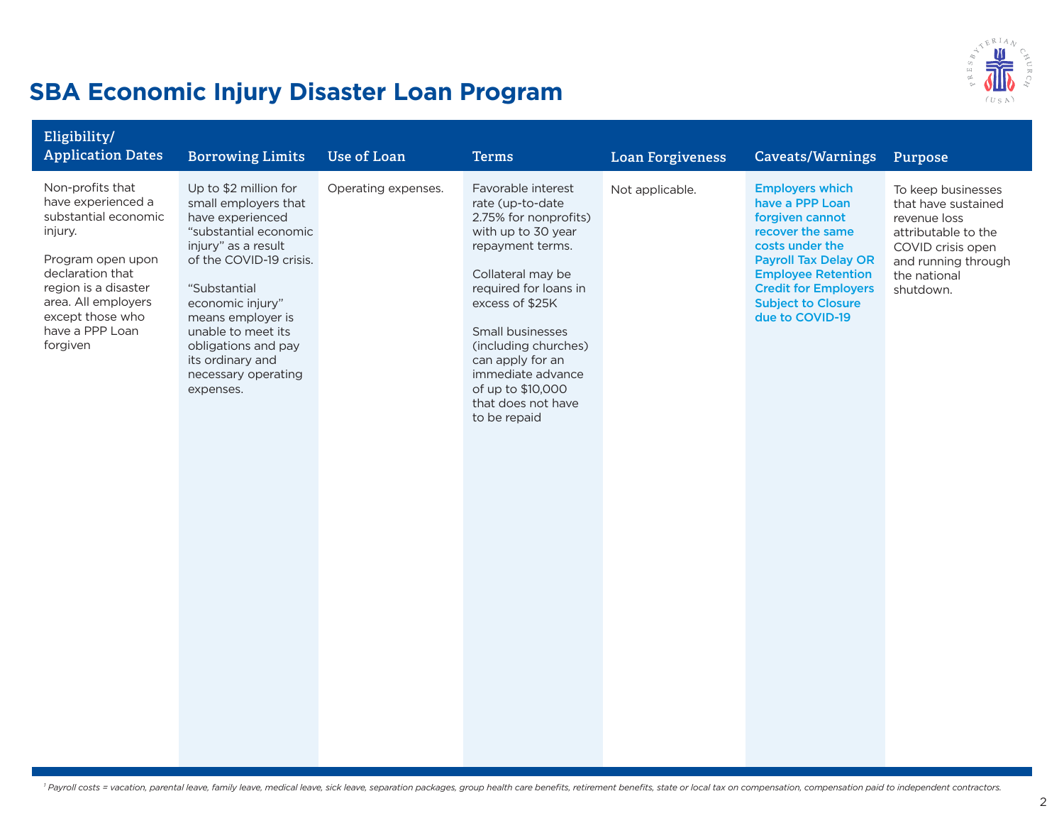# SBA Economic Injury Disaster Loan Program

| Eligibility/ Application Dates | Borrowing Limits | Use of Loan | Terms | Loan Forgiveness | Caveats/Warnings | Purpose |
|---|---|---|---|---|---|---|
| Non-profits that have experienced a substantial economic injury.<br><br>Program open upon declaration that region is a disaster area. All employers except those who have a PPP Loan forgiven | Up to $2 million for small employers that have experienced "substantial economic injury" as a result of the COVID-19 crisis.<br><br>"Substantial economic injury" means employer is unable to meet its obligations and pay its ordinary and necessary operating expenses. | Operating expenses. | Favorable interest rate (up-to-date 2.75% for nonprofits) with up to 30 year repayment terms.<br><br>Collateral may be required for loans in excess of $25K<br><br>Small businesses (including churches) can apply for an immediate advance of up to $10,000 that does not have to be repaid | Not applicable. | **Employers which have a PPP Loan forgiven cannot recover the same costs under the Payroll Tax Delay OR Employee Retention Credit for Employers Subject to Closure due to COVID-19** | To keep businesses that have sustained revenue loss attributable to the COVID crisis open and running through the national shutdown. |

*[1] Payroll costs = vacation, parental leave, family leave, medical leave, sick leave, separation packages, group health care benefits, retirement benefits, state or local tax on compensation, compensation paid to independent contractors.*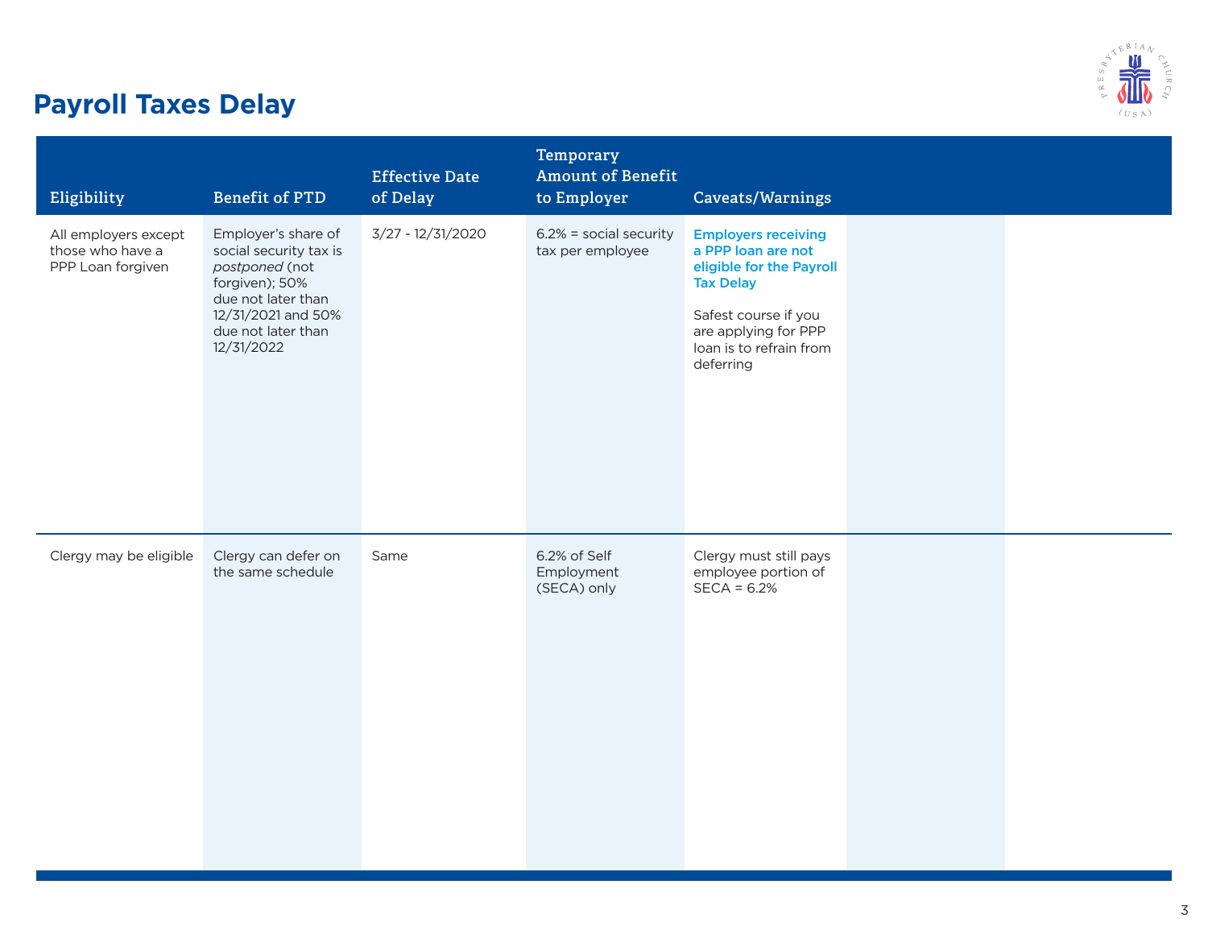# Payroll Taxes Delay

| Eligibility | Benefit of PTD | Effective Date of Delay | Temporary Amount of Benefit to Employer | Caveats/Warnings | | |
|---|---|---|---|---|---|---|
| All employers except those who have a PPP Loan forgiven | Employer's share of social security tax is *postponed* (not forgiven); 50% due not later than 12/31/2021 and 50% due not later than 12/31/2022 | 3/27 - 12/31/2020 | 6.2% = social security tax per employee | **Employers receiving a PPP loan are not eligible for the Payroll Tax Delay**<br><br>Safest course if you are applying for PPP loan is to refrain from deferring | | |
| Clergy may be eligible | Clergy can defer on the same schedule | Same | 6.2% of Self Employment (SECA) only | Clergy must still pays employee portion of SECA = 6.2% | | |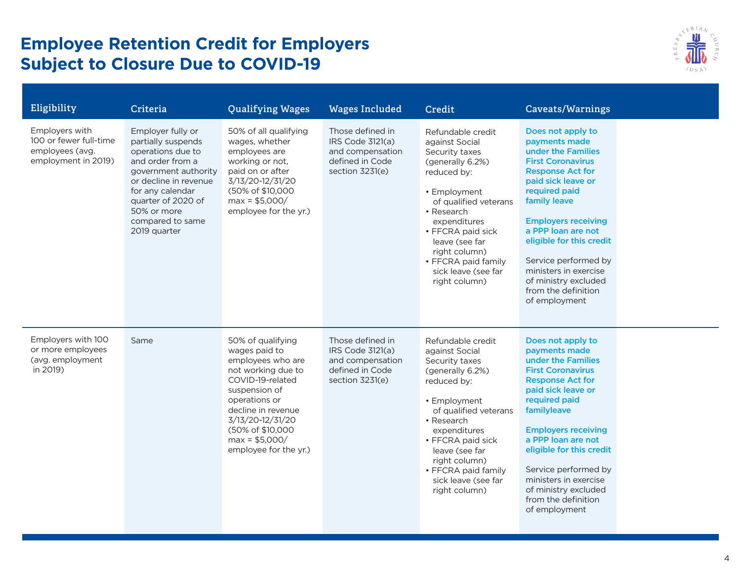# Employee Retention Credit for Employers Subject to Closure Due to COVID-19

| Eligibility | Criteria | Qualifying Wages | Wages Included | Credit | Caveats/Warnings |
|---|---|---|---|---|---|
| Employers with 100 or fewer full-time employees (avg. employment in 2019) | Employer fully or partially suspends operations due to and order from a government authority or decline in revenue for any calendar quarter of 2020 of 50% or more compared to same 2019 quarter | 50% of all qualifying wages, whether employees are working or not, paid on or after 3/13/20-12/31/20 (50% of $10,000 max = $5,000/ employee for the yr.) | Those defined in IRS Code 3121(a) and compensation defined in Code section 3231(e) | Refundable credit against Social Security taxes (generally 6.2%) reduced by:<br>• Employment of qualified veterans<br>• Research expenditures<br>• FFCRA paid sick leave (see far right column)<br>• FFCRA paid family sick leave (see far right column) | **Does not apply to payments made under the Families First Coronavirus Response Act for paid sick leave or required paid family leave**<br><br>**Employers receiving a PPP loan are not eligible for this credit**<br><br>Service performed by ministers in exercise of ministry excluded from the definition of employment |
| Employers with 100 or more employees (avg. employment in 2019) | Same | 50% of qualifying wages paid to employees who are not working due to COVID-19-related suspension of operations or decline in revenue 3/13/20-12/31/20 (50% of $10,000 max = $5,000/ employee for the yr.) | Those defined in IRS Code 3121(a) and compensation defined in Code section 3231(e) | Refundable credit against Social Security taxes (generally 6.2%) reduced by:<br>• Employment of qualified veterans<br>• Research expenditures<br>• FFCRA paid sick leave (see far right column)<br>• FFCRA paid family sick leave (see far right column) | **Does not apply to payments made under the Families First Coronavirus Response Act for paid sick leave or required paid familyleave**<br><br>**Employers receiving a PPP loan are not eligible for this credit**<br><br>Service performed by ministers in exercise of ministry excluded from the definition of employment |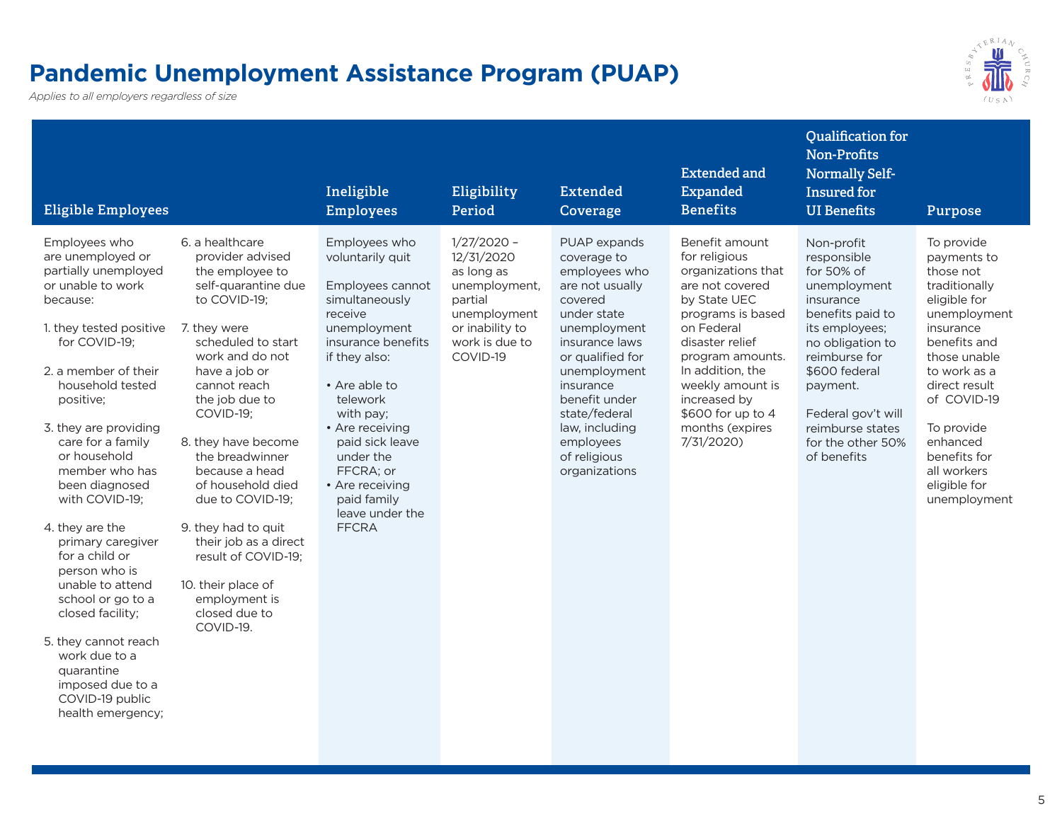# Pandemic Unemployment Assistance Program (PUAP)

*Applies to all employers regardless of size*

| Eligible Employees | Ineligible Employees | Eligibility Period | Extended Coverage | Extended and Expanded Benefits | Qualification for Non-Profits Normally Self-Insured for UI Benefits | Purpose |
|---|---|---|---|---|---|---|
| Employees who are unemployed or partially unemployed or unable to work because:<br><br>1. they tested positive for COVID-19;<br><br>2. a member of their household tested positive;<br><br>3. they are providing care for a family or household member who has been diagnosed with COVID-19;<br><br>4. they are the primary caregiver for a child or person who is unable to attend school or go to a closed facility;<br><br>5. they cannot reach work due to a quarantine imposed due to a COVID-19 public health emergency;<br><br>6. a healthcare provider advised the employee to self-quarantine due to COVID-19;<br><br>7. they were scheduled to start work and do not have a job or cannot reach the job due to COVID-19;<br><br>8. they have become the breadwinner because a head of household died due to COVID-19;<br><br>9. they had to quit their job as a direct result of COVID-19;<br><br>10. their place of employment is closed due to COVID-19. | Employees who voluntarily quit<br><br>Employees cannot simultaneously receive unemployment insurance benefits if they also:<br><br>• Are able to telework with pay;<br>• Are receiving paid sick leave under the FFCRA; or<br>• Are receiving paid family leave under the FFCRA | 1/27/2020 – 12/31/2020 as long as unemployment, partial unemployment or inability to work is due to COVID-19 | PUAP expands coverage to employees who are not usually covered under state unemployment insurance laws or qualified for unemployment insurance benefit under state/federal law, including employees of religious organizations | Benefit amount for religious organizations that are not covered by State UEC programs is based on Federal disaster relief program amounts. In addition, the weekly amount is increased by $600 for up to 4 months (expires 7/31/2020) | Non-profit responsible for 50% of unemployment insurance benefits paid to its employees; no obligation to reimburse for $600 federal payment.<br><br>Federal gov't will reimburse states for the other 50% of benefits | To provide payments to those not traditionally eligible for unemployment insurance benefits and those unable to work as a direct result of COVID-19<br><br>To provide enhanced benefits for all workers eligible for unemployment |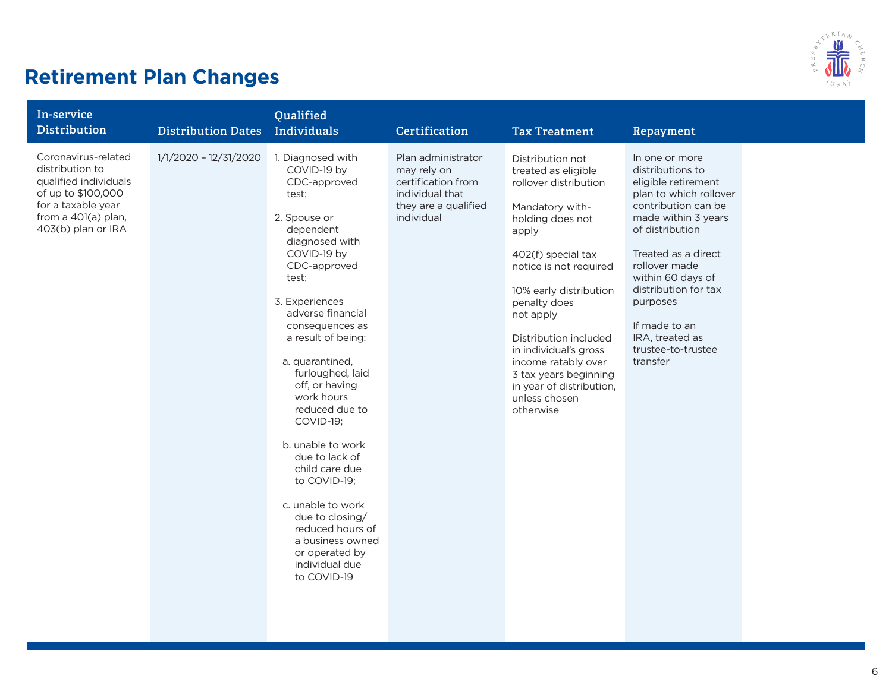## Retirement Plan Changes

| In-service Distribution | Distribution Dates | Qualified Individuals | Certification | Tax Treatment | Repayment |
|---|---|---|---|---|---|
| Coronavirus-related distribution to qualified individuals of up to $100,000 for a taxable year from a 401(a) plan, 403(b) plan or IRA | 1/1/2020 – 12/31/2020 | 1. Diagnosed with COVID-19 by CDC-approved test;<br><br>2. Spouse or dependent diagnosed with COVID-19 by CDC-approved test;<br><br>3. Experiences adverse financial consequences as a result of being:<br><br>a. quarantined, furloughed, laid off, or having work hours reduced due to COVID-19;<br><br>b. unable to work due to lack of child care due to COVID-19;<br><br>c. unable to work due to closing/ reduced hours of a business owned or operated by individual due to COVID-19 | Plan administrator may rely on certification from individual that they are a qualified individual | Distribution not treated as eligible rollover distribution<br><br>Mandatory with-holding does not apply<br><br>402(f) special tax notice is not required<br><br>10% early distribution penalty does not apply<br><br>Distribution included in individual's gross income ratably over 3 tax years beginning in year of distribution, unless chosen otherwise | In one or more distributions to eligible retirement plan to which rollover contribution can be made within 3 years of distribution<br><br>Treated as a direct rollover made within 60 days of distribution for tax purposes<br><br>If made to an IRA, treated as trustee-to-trustee transfer |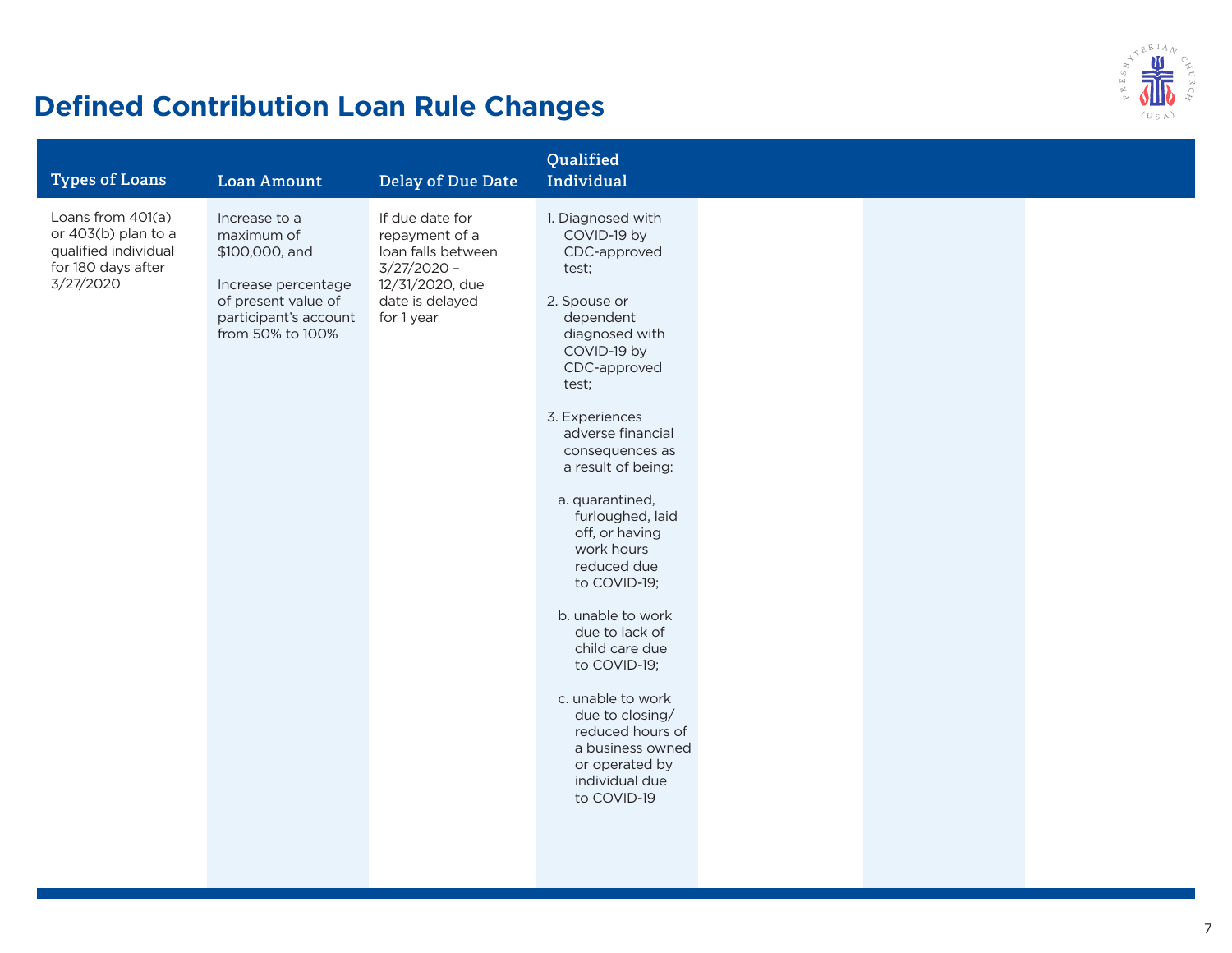# Defined Contribution Loan Rule Changes

| Types of Loans | Loan Amount | Delay of Due Date | Qualified Individual |
|---|---|---|---|
| Loans from 401(a) or 403(b) plan to a qualified individual for 180 days after 3/27/2020 | Increase to a maximum of $100,000, and<br><br>Increase percentage of present value of participant's account from 50% to 100% | If due date for repayment of a loan falls between 3/27/2020 – 12/31/2020, due date is delayed for 1 year | 1. Diagnosed with COVID-19 by CDC-approved test;<br><br>2. Spouse or dependent diagnosed with COVID-19 by CDC-approved test;<br><br>3. Experiences adverse financial consequences as a result of being:<br><br>a. quarantined, furloughed, laid off, or having work hours reduced due to COVID-19;<br><br>b. unable to work due to lack of child care due to COVID-19;<br><br>c. unable to work due to closing/ reduced hours of a business owned or operated by individual due to COVID-19 |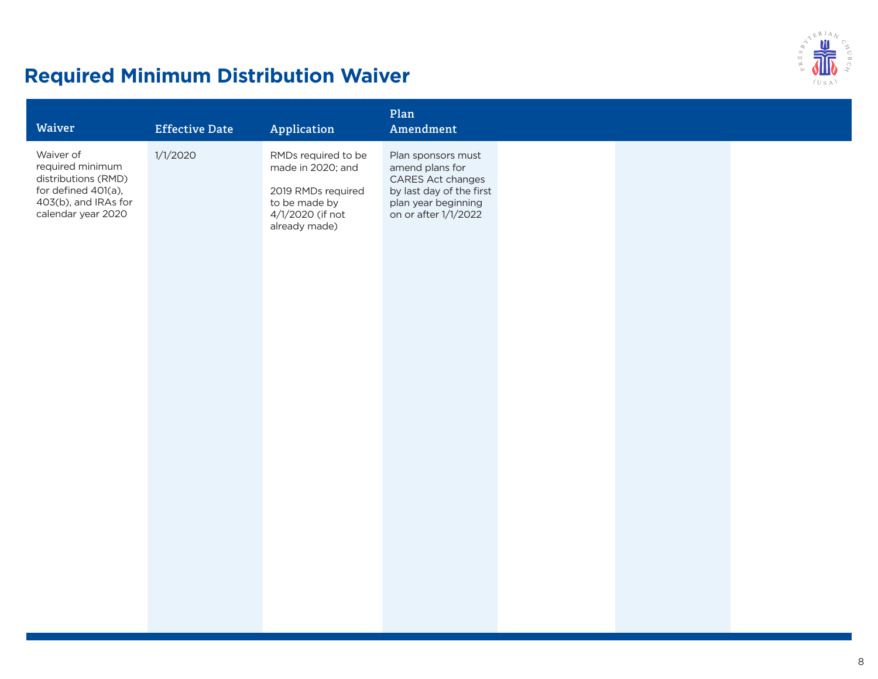## Required Minimum Distribution Waiver

| Waiver | Effective Date | Application | Plan Amendment |
|---|---|---|---|
| Waiver of required minimum distributions (RMD) for defined 401(a), 403(b), and IRAs for calendar year 2020 | 1/1/2020 | RMDs required to be made in 2020; and<br><br>2019 RMDs required to be made by 4/1/2020 (if not already made) | Plan sponsors must amend plans for CARES Act changes by last day of the first plan year beginning on or after 1/1/2022 |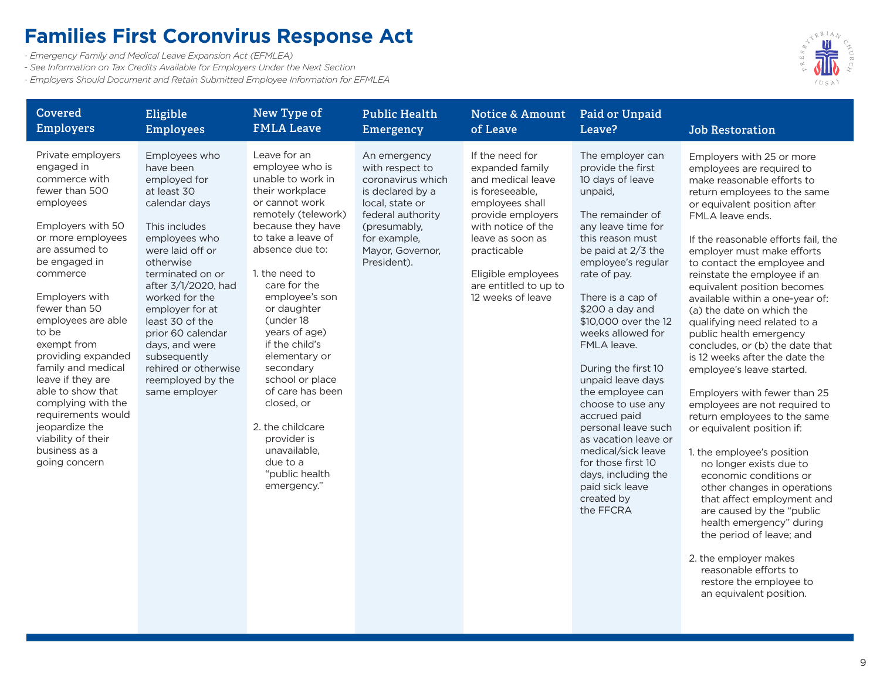# Families First Coronavirus Response Act

*- Emergency Family and Medical Leave Expansion Act (EFMLEA)*
*- See Information on Tax Credits Available for Employers Under the Next Section*
*- Employers Should Document and Retain Submitted Employee Information for EFMLEA*

| Covered Employers | Eligible Employees | New Type of FMLA Leave | Public Health Emergency | Notice & Amount of Leave | Paid or Unpaid Leave? | Job Restoration |
|---|---|---|---|---|---|---|
| Private employers engaged in commerce with fewer than 500 employees<br><br>Employers with 50 or more employees are assumed to be engaged in commerce<br><br>Employers with fewer than 50 employees are able to be exempt from providing expanded family and medical leave if they are able to show that complying with the requirements would jeopardize the viability of their business as a going concern | Employees who have been employed for at least 30 calendar days<br><br>This includes employees who were laid off or otherwise terminated on or after 3/1/2020, had worked for the employer for at least 30 of the prior 60 calendar days, and were subsequently rehired or otherwise reemployed by the same employer | Leave for an employee who is unable to work in their workplace or cannot work remotely (telework) because they have to take a leave of absence due to:<br><br>1. the need to care for the employee's son or daughter (under 18 years of age) if the child's elementary or secondary school or place of care has been closed, or<br><br>2. the childcare provider is unavailable, due to a "public health emergency." | An emergency with respect to coronavirus which is declared by a local, state or federal authority (presumably, for example, Mayor, Governor, President). | If the need for expanded family and medical leave is foreseeable, employees shall provide employers with notice of the leave as soon as practicable<br><br>Eligible employees are entitled to up to 12 weeks of leave | The employer can provide the first 10 days of leave unpaid,<br><br>The remainder of any leave time for this reason must be paid at 2/3 the employee's regular rate of pay.<br><br>There is a cap of $200 a day and $10,000 over the 12 weeks allowed for FMLA leave.<br><br>During the first 10 unpaid leave days the employee can choose to use any accrued paid personal leave such as vacation leave or medical/sick leave for those first 10 days, including the paid sick leave created by the FFCRA | Employers with 25 or more employees are required to make reasonable efforts to return employees to the same or equivalent position after FMLA leave ends.<br><br>If the reasonable efforts fail, the employer must make efforts to contact the employee and reinstate the employee if an equivalent position becomes available within a one-year of: (a) the date on which the qualifying need related to a public health emergency concludes, or (b) the date that is 12 weeks after the date the employee's leave started.<br><br>Employers with fewer than 25 employees are not required to return employees to the same or equivalent position if:<br><br>1. the employee's position no longer exists due to economic conditions or other changes in operations that affect employment and are caused by the "public health emergency" during the period of leave; and<br><br>2. the employer makes reasonable efforts to restore the employee to an equivalent position. |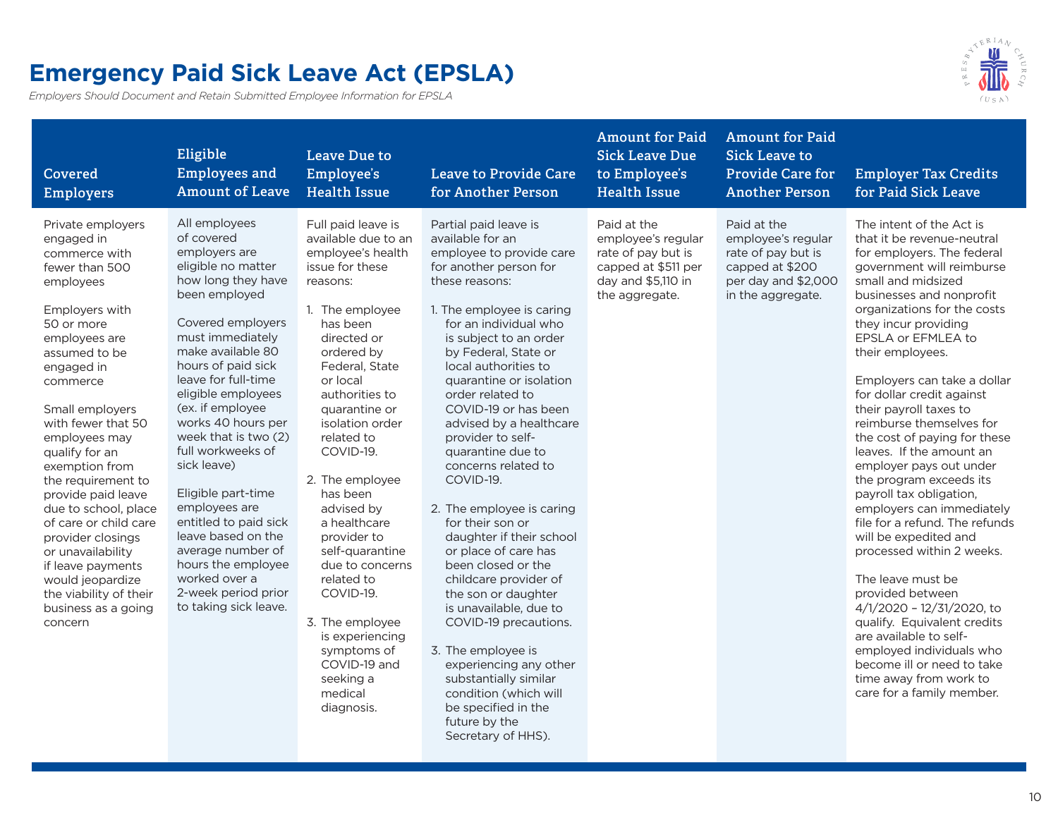# Emergency Paid Sick Leave Act (EPSLA)

*Employers Should Document and Retain Submitted Employee Information for EPSLA*

| Covered Employers | Eligible Employees and Amount of Leave | Leave Due to Employee's Health Issue | Leave to Provide Care for Another Person | Amount for Paid Sick Leave Due to Employee's Health Issue | Amount for Paid Sick Leave to Provide Care for Another Person | Employer Tax Credits for Paid Sick Leave |
|---|---|---|---|---|---|---|
| Private employers engaged in commerce with fewer than 500 employees<br><br>Employers with 50 or more employees are assumed to be engaged in commerce<br><br>Small employers with fewer that 50 employees may qualify for an exemption from the requirement to provide paid leave due to school, place of care or child care provider closings or unavailability if leave payments would jeopardize the viability of their business as a going concern | All employees of covered employers are eligible no matter how long they have been employed<br><br>Covered employers must immediately make available 80 hours of paid sick leave for full-time eligible employees (ex. if employee works 40 hours per week that is two (2) full workweeks of sick leave)<br><br>Eligible part-time employees are entitled to paid sick leave based on the average number of hours the employee worked over a 2-week period prior to taking sick leave. | Full paid leave is available due to an employee's health issue for these reasons:<br><br>1. The employee has been directed or ordered by Federal, State or local authorities to quarantine or isolation order related to COVID-19.<br><br>2. The employee has been advised by a healthcare provider to self-quarantine due to concerns related to COVID-19.<br><br>3. The employee is experiencing symptoms of COVID-19 and seeking a medical diagnosis. | Partial paid leave is available for an employee to provide care for another person for these reasons:<br><br>1. The employee is caring for an individual who is subject to an order by Federal, State or local authorities to quarantine or isolation order related to COVID-19 or has been advised by a healthcare provider to self-quarantine due to concerns related to COVID-19.<br><br>2. The employee is caring for their son or daughter if their school or place of care has been closed or the childcare provider of the son or daughter is unavailable, due to COVID-19 precautions.<br><br>3. The employee is experiencing any other substantially similar condition (which will be specified in the future by the Secretary of HHS). | Paid at the employee's regular rate of pay but is capped at $511 per day and $5,110 in the aggregate. | Paid at the employee's regular rate of pay but is capped at $200 per day and $2,000 in the aggregate. | The intent of the Act is that it be revenue-neutral for employers. The federal government will reimburse small and midsized businesses and nonprofit organizations for the costs they incur providing EPSLA or EFMLEA to their employees.<br><br>Employers can take a dollar for dollar credit against their payroll taxes to reimburse themselves for the cost of paying for these leaves. If the amount an employer pays out under the program exceeds its payroll tax obligation, employers can immediately file for a refund. The refunds will be expedited and processed within 2 weeks.<br><br>The leave must be provided between 4/1/2020 – 12/31/2020, to qualify. Equivalent credits are available to self-employed individuals who become ill or need to take time away from work to care for a family member. |